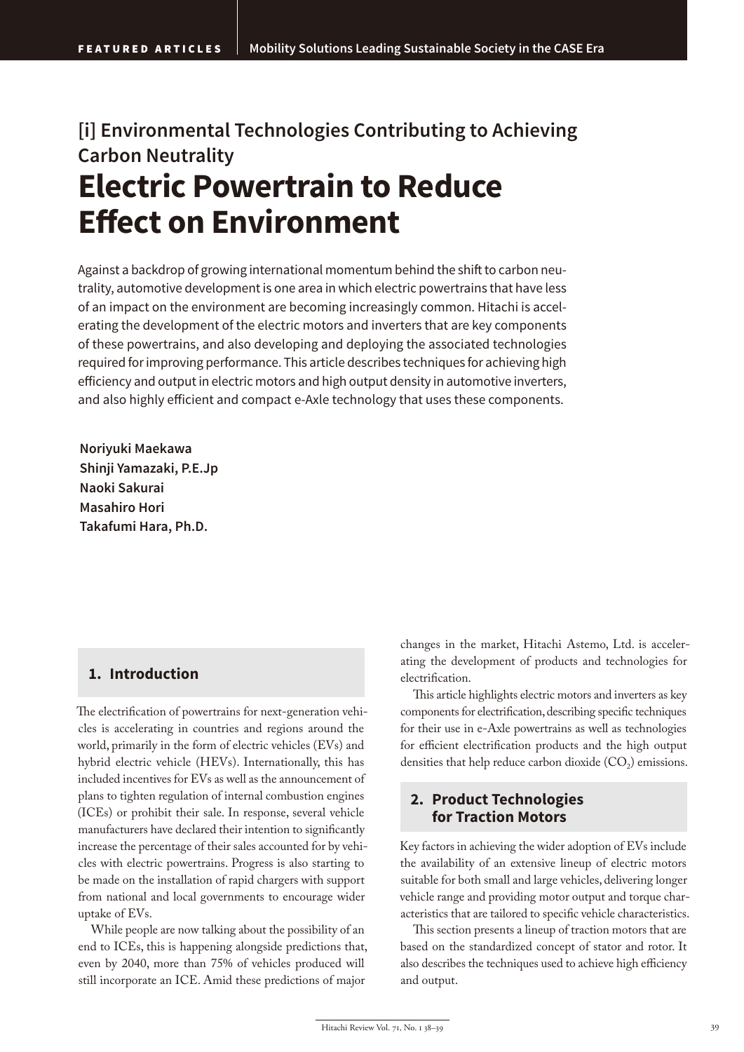## [i] Environmental Technologies Contributing to Achieving Carbon Neutrality

# Electric Powertrain to Reduce Effect on Environment

Against a backdrop of growing international momentum behind the shift to carbon neutrality, automotive development is one area in which electric powertrains that have less of an impact on the environment are becoming increasingly common. Hitachi is accelerating the development of the electric motors and inverters that are key components of these powertrains, and also developing and deploying the associated technologies required for improving performance. This article describes techniques for achieving high efficiency and output in electric motors and high output density in automotive inverters, and also highly efficient and compact e-Axle technology that uses these components.

**Noriyuki Maekawa**
**Shinji Yamazaki, P.E.Jp**
**Naoki Sakurai**
**Masahiro Hori**
**Takafumi Hara, Ph.D.**

## 1. Introduction

The electrification of powertrains for next-generation vehicles is accelerating in countries and regions around the world, primarily in the form of electric vehicles (EVs) and hybrid electric vehicle (HEVs). Internationally, this has included incentives for EVs as well as the announcement of plans to tighten regulation of internal combustion engines (ICEs) or prohibit their sale. In response, several vehicle manufacturers have declared their intention to significantly increase the percentage of their sales accounted for by vehicles with electric powertrains. Progress is also starting to be made on the installation of rapid chargers with support from national and local governments to encourage wider uptake of EVs.

While people are now talking about the possibility of an end to ICEs, this is happening alongside predictions that, even by 2040, more than 75% of vehicles produced will still incorporate an ICE. Amid these predictions of major changes in the market, Hitachi Astemo, Ltd. is accelerating the development of products and technologies for electrification.

This article highlights electric motors and inverters as key components for electrification, describing specific techniques for their use in e-Axle powertrains as well as technologies for efficient electrification products and the high output densities that help reduce carbon dioxide ($CO_2$) emissions.

## 2. Product Technologies for Traction Motors

Key factors in achieving the wider adoption of EVs include the availability of an extensive lineup of electric motors suitable for both small and large vehicles, delivering longer vehicle range and providing motor output and torque characteristics that are tailored to specific vehicle characteristics.

This section presents a lineup of traction motors that are based on the standardized concept of stator and rotor. It also describes the techniques used to achieve high efficiency and output.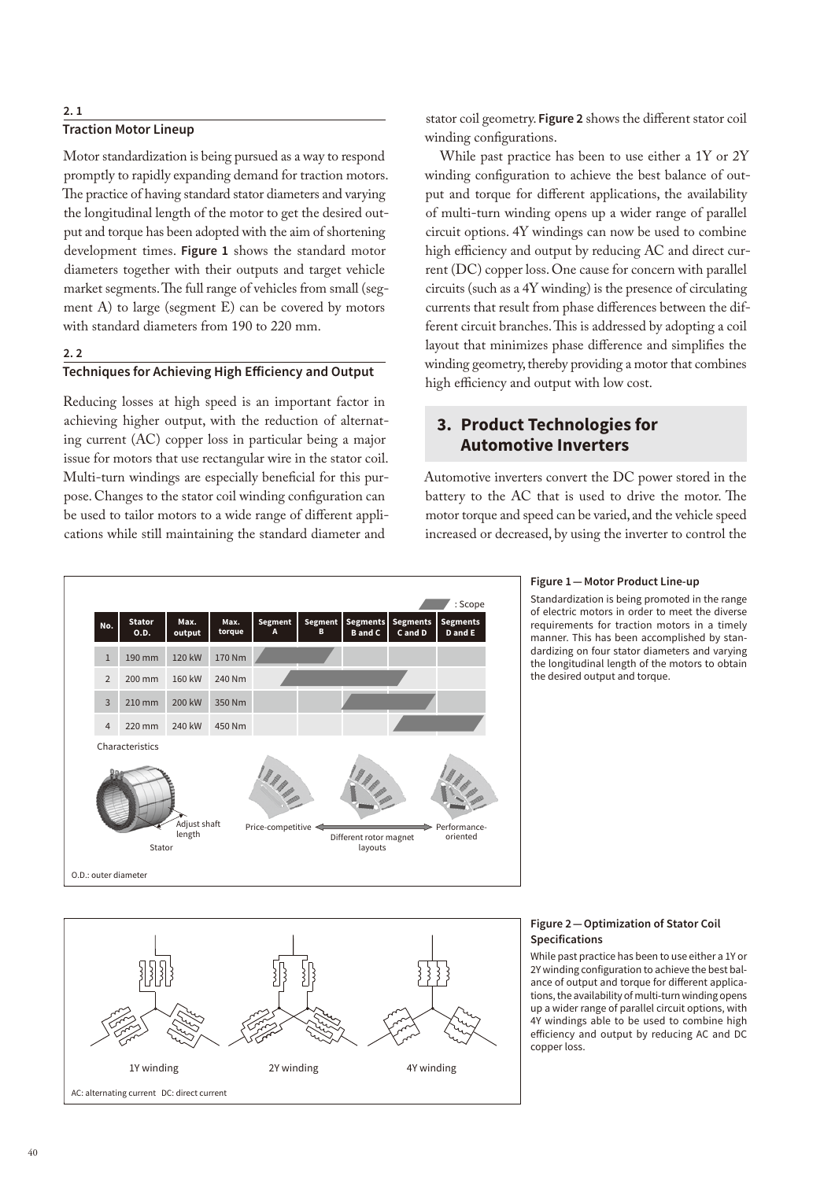### 2. 1 Traction Motor Lineup

Motor standardization is being pursued as a way to respond promptly to rapidly expanding demand for traction motors. The practice of having standard stator diameters and varying the longitudinal length of the motor to get the desired output and torque has been adopted with the aim of shortening development times. **Figure 1** shows the standard motor diameters together with their outputs and target vehicle market segments. The full range of vehicles from small (segment A) to large (segment E) can be covered by motors with standard diameters from 190 to 220 mm.

### 2. 2 Techniques for Achieving High Efficiency and Output

Reducing losses at high speed is an important factor in achieving higher output, with the reduction of alternating current (AC) copper loss in particular being a major issue for motors that use rectangular wire in the stator coil. Multi-turn windings are especially beneficial for this purpose. Changes to the stator coil winding configuration can be used to tailor motors to a wide range of different applications while still maintaining the standard diameter and stator coil geometry. **Figure 2** shows the different stator coil winding configurations.

While past practice has been to use either a 1Y or 2Y winding configuration to achieve the best balance of output and torque for different applications, the availability of multi-turn winding opens up a wider range of parallel circuit options. 4Y windings can now be used to combine high efficiency and output by reducing AC and direct current (DC) copper loss. One cause for concern with parallel circuits (such as a 4Y winding) is the presence of circulating currents that result from phase differences between the different circuit branches. This is addressed by adopting a coil layout that minimizes phase difference and simplifies the winding geometry, thereby providing a motor that combines high efficiency and output with low cost.

## 3. Product Technologies for Automotive Inverters

Automotive inverters convert the DC power stored in the battery to the AC that is used to drive the motor. The motor torque and speed can be varied, and the vehicle speed increased or decreased, by using the inverter to control the

| No. | Stator O.D. | Max. output | Max. torque | Segment A | Segment B | Segments B and C | Segments C and D | Segments D and E |
|---|---|---|---|---|---|---|---|---|
| 1 | 190 mm | 120 kW | 170 Nm | | | | | |
| 2 | 200 mm | 160 kW | 240 Nm | | | | | |
| 3 | 210 mm | 200 kW | 350 Nm | | | | | |
| 4 | 220 mm | 240 kW | 450 Nm | | | | | |

Characteristics: Stator — Adjust shaft length; Price-competitive ↔ Performance-oriented — Different rotor magnet layouts

O.D.: outer diameter

**Figure 1 — Motor Product Line-up**

Standardization is being promoted in the range of electric motors in order to meet the diverse requirements for traction motors in a timely manner. This has been accomplished by standardizing on four stator diameters and varying the longitudinal length of the motors to obtain the desired output and torque.

1Y winding 2Y winding 4Y winding

AC: alternating current DC: direct current

**Figure 2 — Optimization of Stator Coil Specifications**

While past practice has been to use either a 1Y or 2Y winding configuration to achieve the best balance of output and torque for different applications, the availability of multi-turn winding opens up a wider range of parallel circuit options, with 4Y windings able to be used to combine high efficiency and output by reducing AC and DC copper loss.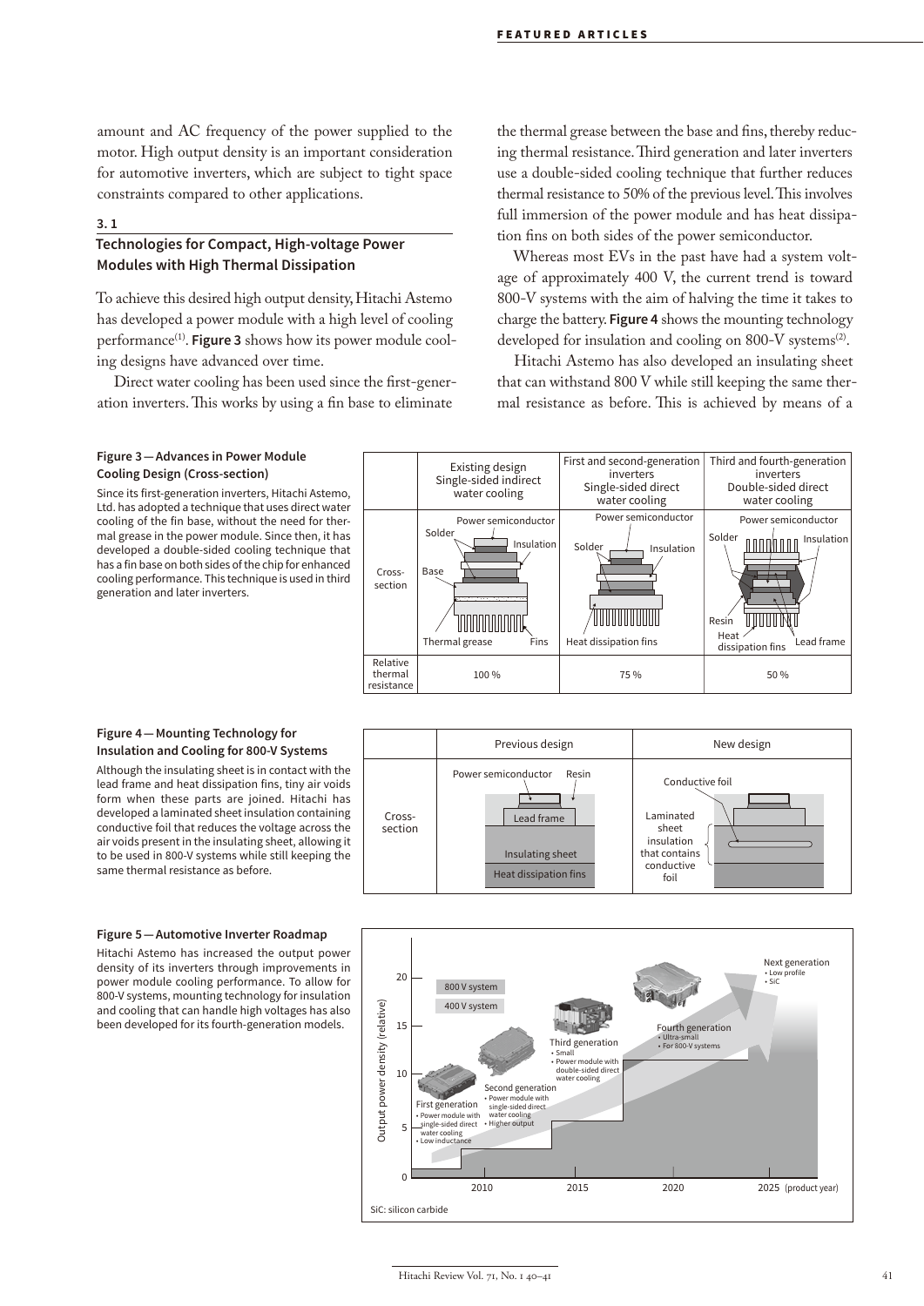amount and AC frequency of the power supplied to the motor. High output density is an important consideration for automotive inverters, which are subject to tight space constraints compared to other applications.

### 3. 1
### Technologies for Compact, High-voltage Power Modules with High Thermal Dissipation

To achieve this desired high output density, Hitachi Astemo has developed a power module with a high level of cooling performance[1]. **Figure 3** shows how its power module cooling designs have advanced over time.

Direct water cooling has been used since the first-generation inverters. This works by using a fin base to eliminate the thermal grease between the base and fins, thereby reducing thermal resistance. Third generation and later inverters use a double-sided cooling technique that further reduces thermal resistance to 50% of the previous level. This involves full immersion of the power module and has heat dissipation fins on both sides of the power semiconductor.

Whereas most EVs in the past have had a system voltage of approximately 400 V, the current trend is toward 800-V systems with the aim of halving the time it takes to charge the battery. **Figure 4** shows the mounting technology developed for insulation and cooling on 800-V systems[2].

Hitachi Astemo has also developed an insulating sheet that can withstand 800 V while still keeping the same thermal resistance as before. This is achieved by means of a

**Figure 3 — Advances in Power Module Cooling Design (Cross-section)**

Since its first-generation inverters, Hitachi Astemo, Ltd. has adopted a technique that uses direct water cooling of the fin base, without the need for thermal grease in the power module. Since then, it has developed a double-sided cooling technique that has a fin base on both sides of the chip for enhanced cooling performance. This technique is used in third generation and later inverters.

| | Existing design Single-sided indirect water cooling | First and second-generation inverters Single-sided direct water cooling | Third and fourth-generation inverters Double-sided direct water cooling |
|---|---|---|---|
| Cross-section | Power semiconductor, Solder, Insulation, Base, Thermal grease, Fins | Power semiconductor, Solder, Insulation, Heat dissipation fins | Power semiconductor, Solder, Insulation, Resin, Heat dissipation fins, Lead frame |
| Relative thermal resistance | 100 % | 75 % | 50 % |

**Figure 4 — Mounting Technology for Insulation and Cooling for 800-V Systems**

Although the insulating sheet is in contact with the lead frame and heat dissipation fins, tiny air voids form when these parts are joined. Hitachi has developed a laminated sheet insulation containing conductive foil that reduces the voltage across the air voids present in the insulating sheet, allowing it to be used in 800-V systems while still keeping the same thermal resistance as before.

| | Previous design | New design |
|---|---|---|
| Cross-section | Power semiconductor, Resin, Lead frame, Insulating sheet, Heat dissipation fins | Conductive foil, Laminated sheet insulation that contains conductive foil |

**Figure 5 — Automotive Inverter Roadmap**

Hitachi Astemo has increased the output power density of its inverters through improvements in power module cooling performance. To allow for 800-V systems, mounting technology for insulation and cooling that can handle high voltages has also been developed for its fourth-generation models.

SiC: silicon carbide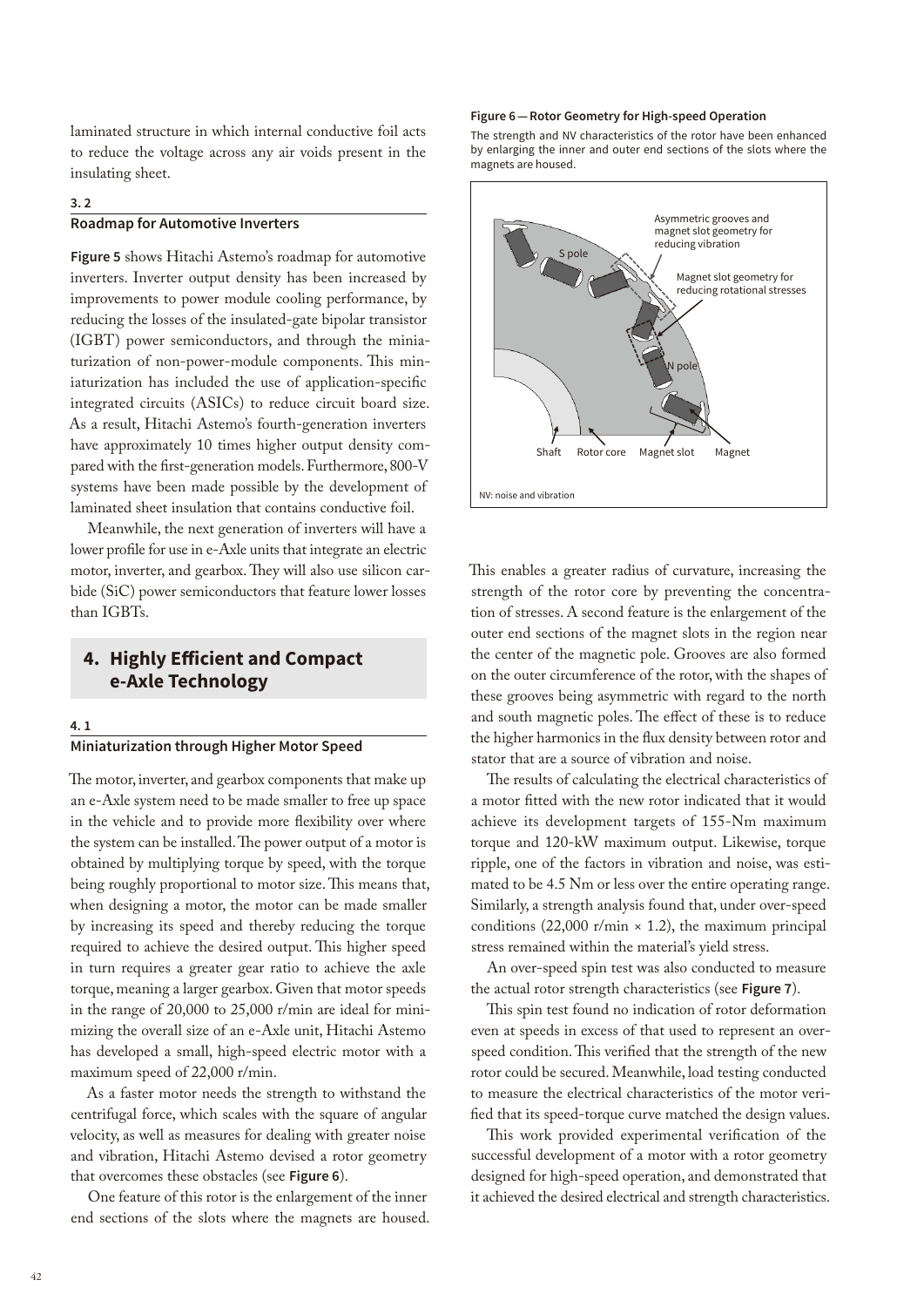laminated structure in which internal conductive foil acts to reduce the voltage across any air voids present in the insulating sheet.

### 3. 2 Roadmap for Automotive Inverters

**Figure 5** shows Hitachi Astemo's roadmap for automotive inverters. Inverter output density has been increased by improvements to power module cooling performance, by reducing the losses of the insulated-gate bipolar transistor (IGBT) power semiconductors, and through the miniaturization of non-power-module components. This miniaturization has included the use of application-specific integrated circuits (ASICs) to reduce circuit board size. As a result, Hitachi Astemo's fourth-generation inverters have approximately 10 times higher output density compared with the first-generation models. Furthermore, 800-V systems have been made possible by the development of laminated sheet insulation that contains conductive foil.

Meanwhile, the next generation of inverters will have a lower profile for use in e-Axle units that integrate an electric motor, inverter, and gearbox. They will also use silicon carbide (SiC) power semiconductors that feature lower losses than IGBTs.

## 4. Highly Efficient and Compact e-Axle Technology

### 4. 1 Miniaturization through Higher Motor Speed

The motor, inverter, and gearbox components that make up an e-Axle system need to be made smaller to free up space in the vehicle and to provide more flexibility over where the system can be installed. The power output of a motor is obtained by multiplying torque by speed, with the torque being roughly proportional to motor size. This means that, when designing a motor, the motor can be made smaller by increasing its speed and thereby reducing the torque required to achieve the desired output. This higher speed in turn requires a greater gear ratio to achieve the axle torque, meaning a larger gearbox. Given that motor speeds in the range of 20,000 to 25,000 r/min are ideal for minimizing the overall size of an e-Axle unit, Hitachi Astemo has developed a small, high-speed electric motor with a maximum speed of 22,000 r/min.

As a faster motor needs the strength to withstand the centrifugal force, which scales with the square of angular velocity, as well as measures for dealing with greater noise and vibration, Hitachi Astemo devised a rotor geometry that overcomes these obstacles (see **Figure 6**).

One feature of this rotor is the enlargement of the inner end sections of the slots where the magnets are housed.

**Figure 6 — Rotor Geometry for High-speed Operation**

The strength and NV characteristics of the rotor have been enhanced by enlarging the inner and outer end sections of the slots where the magnets are housed.

S pole · N pole · Asymmetric grooves and magnet slot geometry for reducing vibration · Magnet slot geometry for reducing rotational stresses · Shaft · Rotor core · Magnet slot · Magnet

NV: noise and vibration

This enables a greater radius of curvature, increasing the strength of the rotor core by preventing the concentration of stresses. A second feature is the enlargement of the outer end sections of the magnet slots in the region near the center of the magnetic pole. Grooves are also formed on the outer circumference of the rotor, with the shapes of these grooves being asymmetric with regard to the north and south magnetic poles. The effect of these is to reduce the higher harmonics in the flux density between rotor and stator that are a source of vibration and noise.

The results of calculating the electrical characteristics of a motor fitted with the new rotor indicated that it would achieve its development targets of 155-Nm maximum torque and 120-kW maximum output. Likewise, torque ripple, one of the factors in vibration and noise, was estimated to be 4.5 Nm or less over the entire operating range. Similarly, a strength analysis found that, under over-speed conditions (22,000 r/min × 1.2), the maximum principal stress remained within the material's yield stress.

An over-speed spin test was also conducted to measure the actual rotor strength characteristics (see **Figure 7**).

This spin test found no indication of rotor deformation even at speeds in excess of that used to represent an over-speed condition. This verified that the strength of the new rotor could be secured. Meanwhile, load testing conducted to measure the electrical characteristics of the motor verified that its speed-torque curve matched the design values.

This work provided experimental verification of the successful development of a motor with a rotor geometry designed for high-speed operation, and demonstrated that it achieved the desired electrical and strength characteristics.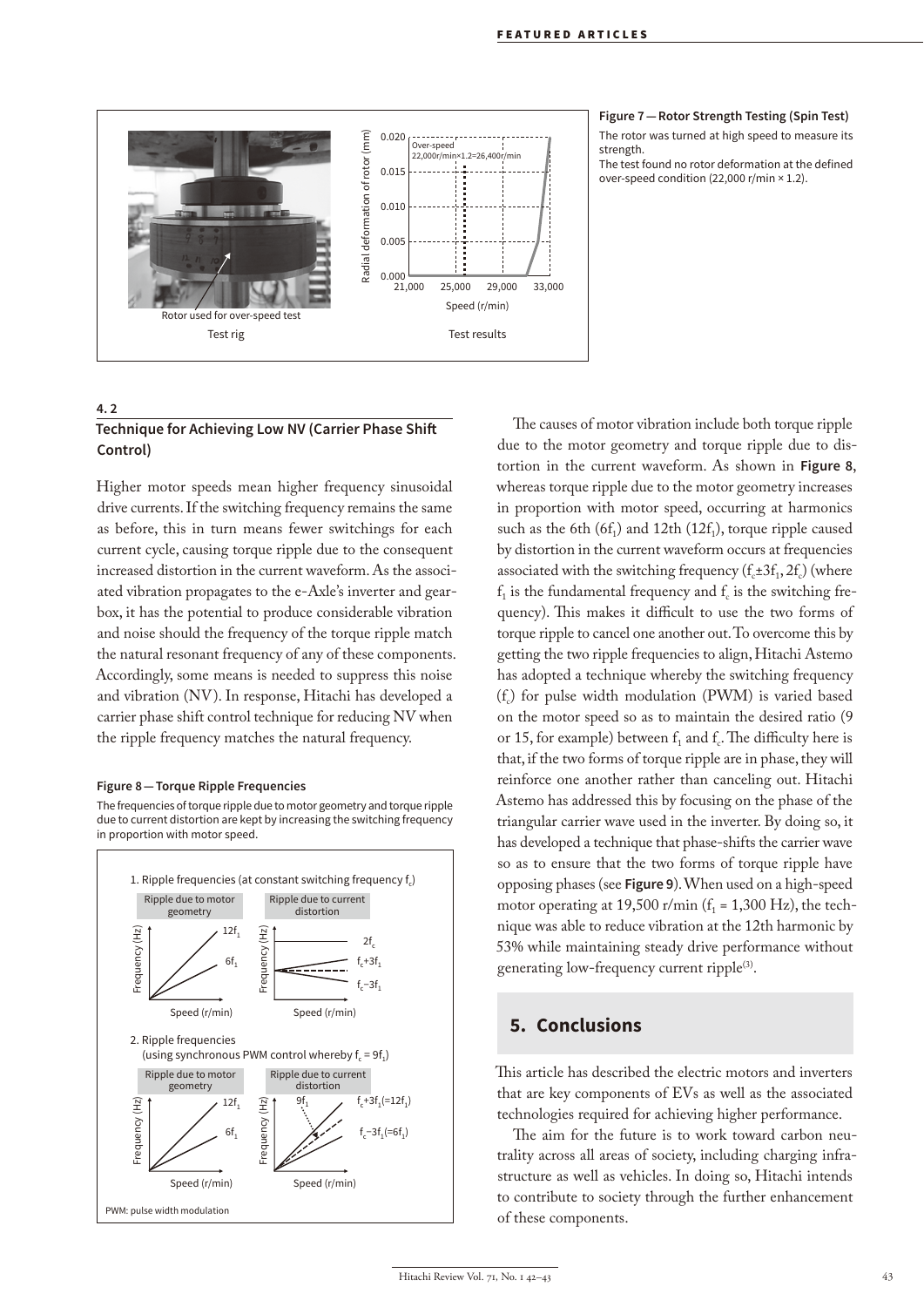**Figure 7 — Rotor Strength Testing (Spin Test)**

The rotor was turned at high speed to measure its strength.
The test found no rotor deformation at the defined over-speed condition (22,000 r/min × 1.2).

### 4. 2
### Technique for Achieving Low NV (Carrier Phase Shift Control)

Higher motor speeds mean higher frequency sinusoidal drive currents. If the switching frequency remains the same as before, this in turn means fewer switchings for each current cycle, causing torque ripple due to the consequent increased distortion in the current waveform. As the associated vibration propagates to the e-Axle's inverter and gearbox, it has the potential to produce considerable vibration and noise should the frequency of the torque ripple match the natural resonant frequency of any of these components. Accordingly, some means is needed to suppress this noise and vibration (NV). In response, Hitachi has developed a carrier phase shift control technique for reducing NV when the ripple frequency matches the natural frequency.

**Figure 8 — Torque Ripple Frequencies**

The frequencies of torque ripple due to motor geometry and torque ripple due to current distortion are kept by increasing the switching frequency in proportion with motor speed.

The causes of motor vibration include both torque ripple due to the motor geometry and torque ripple due to distortion in the current waveform. As shown in **Figure 8**, whereas torque ripple due to the motor geometry increases in proportion with motor speed, occurring at harmonics such as the 6th ($6f_1$) and 12th ($12f_1$), torque ripple caused by distortion in the current waveform occurs at frequencies associated with the switching frequency ($f_c \pm 3f_1$, $2f_c$) (where $f_1$ is the fundamental frequency and $f_c$ is the switching frequency). This makes it difficult to use the two forms of torque ripple to cancel one another out. To overcome this by getting the two ripple frequencies to align, Hitachi Astemo has adopted a technique whereby the switching frequency ($f_c$) for pulse width modulation (PWM) is varied based on the motor speed so as to maintain the desired ratio (9 or 15, for example) between $f_1$ and $f_c$. The difficulty here is that, if the two forms of torque ripple are in phase, they will reinforce one another rather than canceling out. Hitachi Astemo has addressed this by focusing on the phase of the triangular carrier wave used in the inverter. By doing so, it has developed a technique that phase-shifts the carrier wave so as to ensure that the two forms of torque ripple have opposing phases (see **Figure 9**). When used on a high-speed motor operating at 19,500 r/min ($f_1$ = 1,300 Hz), the technique was able to reduce vibration at the 12th harmonic by 53% while maintaining steady drive performance without generating low-frequency current ripple[3].

## 5. Conclusions

This article has described the electric motors and inverters that are key components of EVs as well as the associated technologies required for achieving higher performance.

The aim for the future is to work toward carbon neutrality across all areas of society, including charging infrastructure as well as vehicles. In doing so, Hitachi intends to contribute to society through the further enhancement of these components.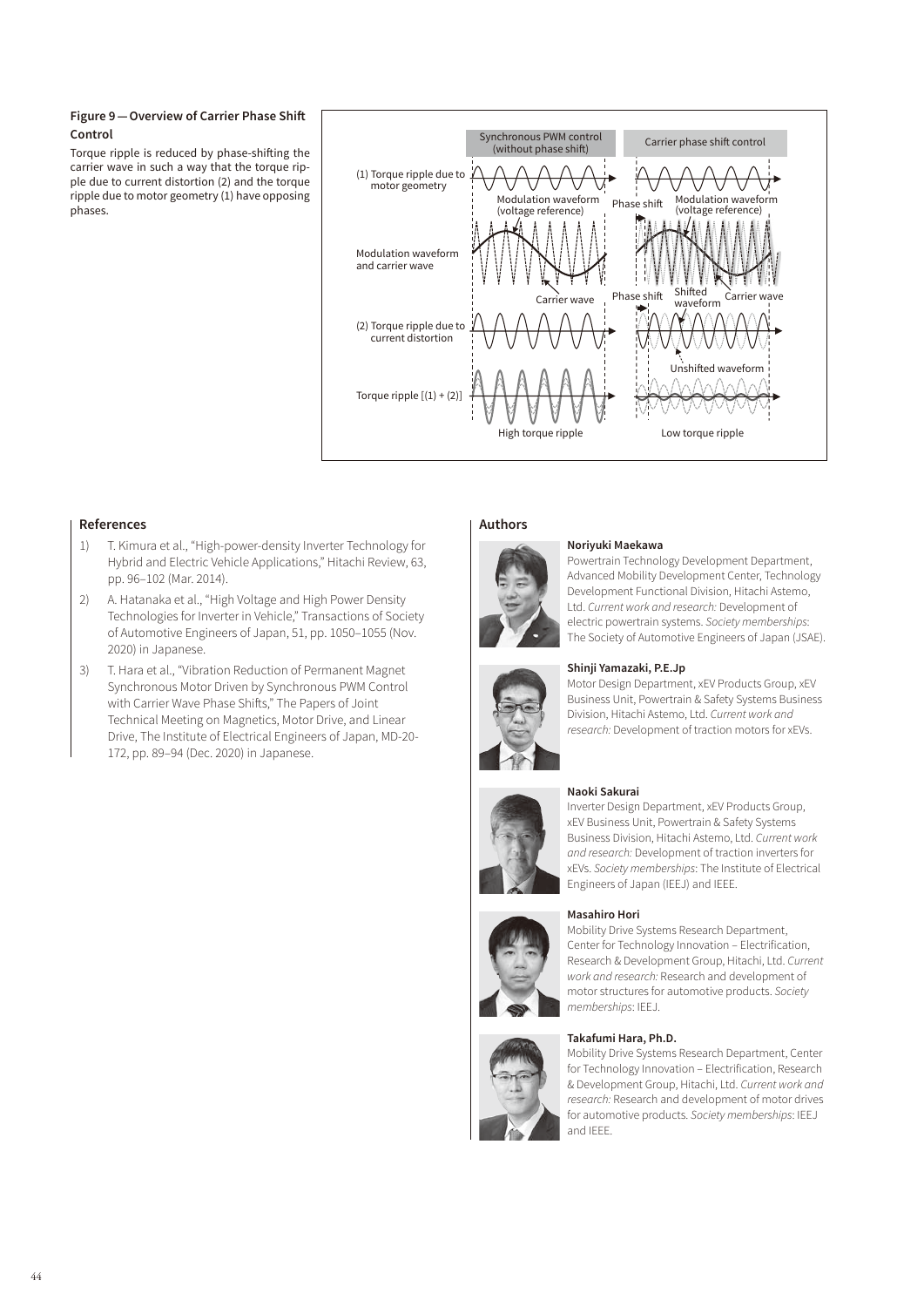**Figure 9 — Overview of Carrier Phase Shift Control**

Torque ripple is reduced by phase-shifting the carrier wave in such a way that the torque ripple due to current distortion (2) and the torque ripple due to motor geometry (1) have opposing phases.

Synchronous PWM control (without phase shift)

Carrier phase shift control

(1) Torque ripple due to motor geometry

Modulation waveform (voltage reference)

Phase shift

Modulation waveform (voltage reference)

Modulation waveform and carrier wave

Carrier wave

Phase shift

Shifted waveform

Carrier wave

(2) Torque ripple due to current distortion

Unshifted waveform

Torque ripple [(1) + (2)]

High torque ripple

Low torque ripple

## References

1) T. Kimura et al., "High-power-density Inverter Technology for Hybrid and Electric Vehicle Applications," Hitachi Review, 63, pp. 96–102 (Mar. 2014).
2) A. Hatanaka et al., "High Voltage and High Power Density Technologies for Inverter in Vehicle," Transactions of Society of Automotive Engineers of Japan, 51, pp. 1050–1055 (Nov. 2020) in Japanese.
3) T. Hara et al., "Vibration Reduction of Permanent Magnet Synchronous Motor Driven by Synchronous PWM Control with Carrier Wave Phase Shifts," The Papers of Joint Technical Meeting on Magnetics, Motor Drive, and Linear Drive, The Institute of Electrical Engineers of Japan, MD-20-172, pp. 89–94 (Dec. 2020) in Japanese.

## Authors

**Noriyuki Maekawa**
Powertrain Technology Development Department, Advanced Mobility Development Center, Technology Development Functional Division, Hitachi Astemo, Ltd. *Current work and research:* Development of electric powertrain systems. *Society memberships*: The Society of Automotive Engineers of Japan (JSAE).

**Shinji Yamazaki, P.E.Jp**
Motor Design Department, xEV Products Group, xEV Business Unit, Powertrain & Safety Systems Business Division, Hitachi Astemo, Ltd. *Current work and research:* Development of traction motors for xEVs.

**Naoki Sakurai**
Inverter Design Department, xEV Products Group, xEV Business Unit, Powertrain & Safety Systems Business Division, Hitachi Astemo, Ltd. *Current work and research:* Development of traction inverters for xEVs. *Society memberships*: The Institute of Electrical Engineers of Japan (IEEJ) and IEEE.

**Masahiro Hori**
Mobility Drive Systems Research Department, Center for Technology Innovation – Electrification, Research & Development Group, Hitachi, Ltd. *Current work and research:* Research and development of motor structures for automotive products. *Society memberships*: IEEJ.

**Takafumi Hara, Ph.D.**
Mobility Drive Systems Research Department, Center for Technology Innovation – Electrification, Research & Development Group, Hitachi, Ltd. *Current work and research:* Research and development of motor drives for automotive products. *Society memberships*: IEEJ and IEEE.